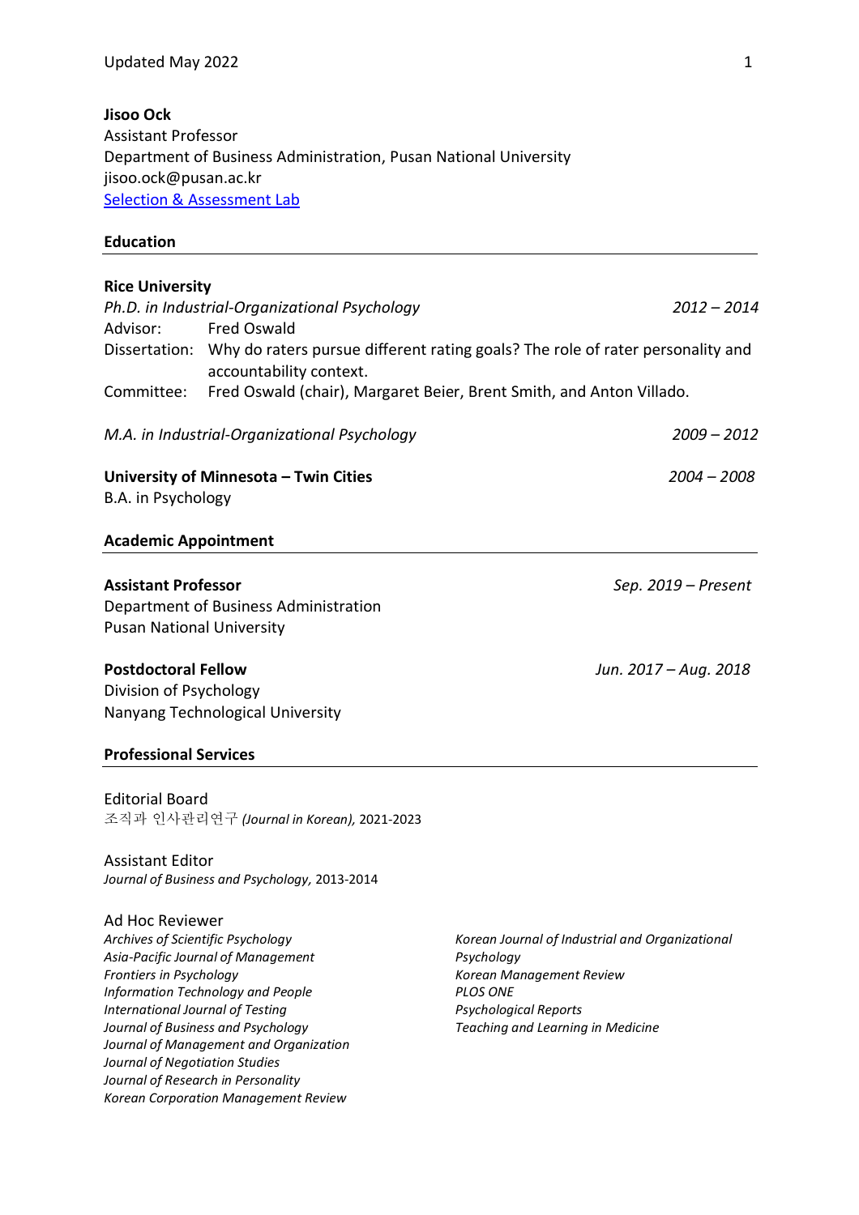# Jisoo Ock

Assistant Professor
Department of Business Administration, Pusan National University
jisoo.ock@pusan.ac.kr
[Selection & Assessment Lab]()

## Education

**Rice University**

*Ph.D. in Industrial-Organizational Psychology* — *2012 – 2014*

Advisor: Fred Oswald

Dissertation: Why do raters pursue different rating goals? The role of rater personality and accountability context.

Committee: Fred Oswald (chair), Margaret Beier, Brent Smith, and Anton Villado.

*M.A. in Industrial-Organizational Psychology* — *2009 – 2012*

**University of Minnesota – Twin Cities** — *2004 – 2008*

B.A. in Psychology

## Academic Appointment

**Assistant Professor** — *Sep. 2019 – Present*

Department of Business Administration
Pusan National University

**Postdoctoral Fellow** — *Jun. 2017 – Aug. 2018*

Division of Psychology
Nanyang Technological University

## Professional Services

Editorial Board

조직과 인사관리연구 *(Journal in Korean)*, 2021-2023

Assistant Editor

*Journal of Business and Psychology*, 2013-2014

Ad Hoc Reviewer

*Archives of Scientific Psychology*
*Asia-Pacific Journal of Management*
*Frontiers in Psychology*
*Information Technology and People*
*International Journal of Testing*
*Journal of Business and Psychology*
*Journal of Management and Organization*
*Journal of Negotiation Studies*
*Journal of Research in Personality*
*Korean Corporation Management Review*
*Korean Journal of Industrial and Organizational Psychology*
*Korean Management Review*
*PLOS ONE*
*Psychological Reports*
*Teaching and Learning in Medicine*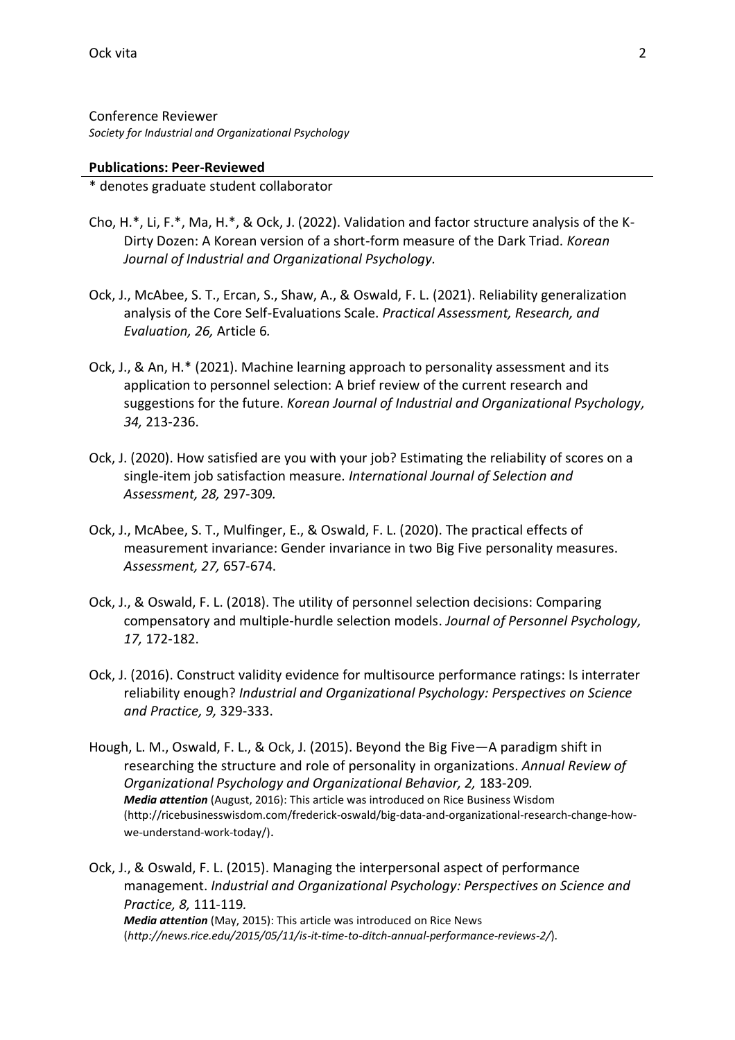Conference Reviewer
*Society for Industrial and Organizational Psychology*

## **Publications: Peer-Reviewed**

* denotes graduate student collaborator

Cho, H.*, Li, F.*, Ma, H.*, & Ock, J. (2022). Validation and factor structure analysis of the K-Dirty Dozen: A Korean version of a short-form measure of the Dark Triad. *Korean Journal of Industrial and Organizational Psychology.*

Ock, J., McAbee, S. T., Ercan, S., Shaw, A., & Oswald, F. L. (2021). Reliability generalization analysis of the Core Self-Evaluations Scale. *Practical Assessment, Research, and Evaluation, 26,* Article 6*.*

Ock, J., & An, H.* (2021). Machine learning approach to personality assessment and its application to personnel selection: A brief review of the current research and suggestions for the future. *Korean Journal of Industrial and Organizational Psychology, 34,* 213-236.

Ock, J. (2020). How satisfied are you with your job? Estimating the reliability of scores on a single-item job satisfaction measure. *International Journal of Selection and Assessment, 28,* 297-309*.*

Ock, J., McAbee, S. T., Mulfinger, E., & Oswald, F. L. (2020). The practical effects of measurement invariance: Gender invariance in two Big Five personality measures. *Assessment, 27,* 657-674.

Ock, J., & Oswald, F. L. (2018). The utility of personnel selection decisions: Comparing compensatory and multiple-hurdle selection models. *Journal of Personnel Psychology, 17,* 172-182.

Ock, J. (2016). Construct validity evidence for multisource performance ratings: Is interrater reliability enough? *Industrial and Organizational Psychology: Perspectives on Science and Practice, 9,* 329-333.

Hough, L. M., Oswald, F. L., & Ock, J. (2015). Beyond the Big Five—A paradigm shift in researching the structure and role of personality in organizations. *Annual Review of Organizational Psychology and Organizational Behavior, 2,* 183-209*.*
***Media attention*** (August, 2016): This article was introduced on Rice Business Wisdom (http://ricebusinesswisdom.com/frederick-oswald/big-data-and-organizational-research-change-how-we-understand-work-today/).

Ock, J., & Oswald, F. L. (2015). Managing the interpersonal aspect of performance management. *Industrial and Organizational Psychology: Perspectives on Science and Practice, 8,* 111-119*.*
***Media attention*** (May, 2015): This article was introduced on Rice News (*http://news.rice.edu/2015/05/11/is-it-time-to-ditch-annual-performance-reviews-2/*).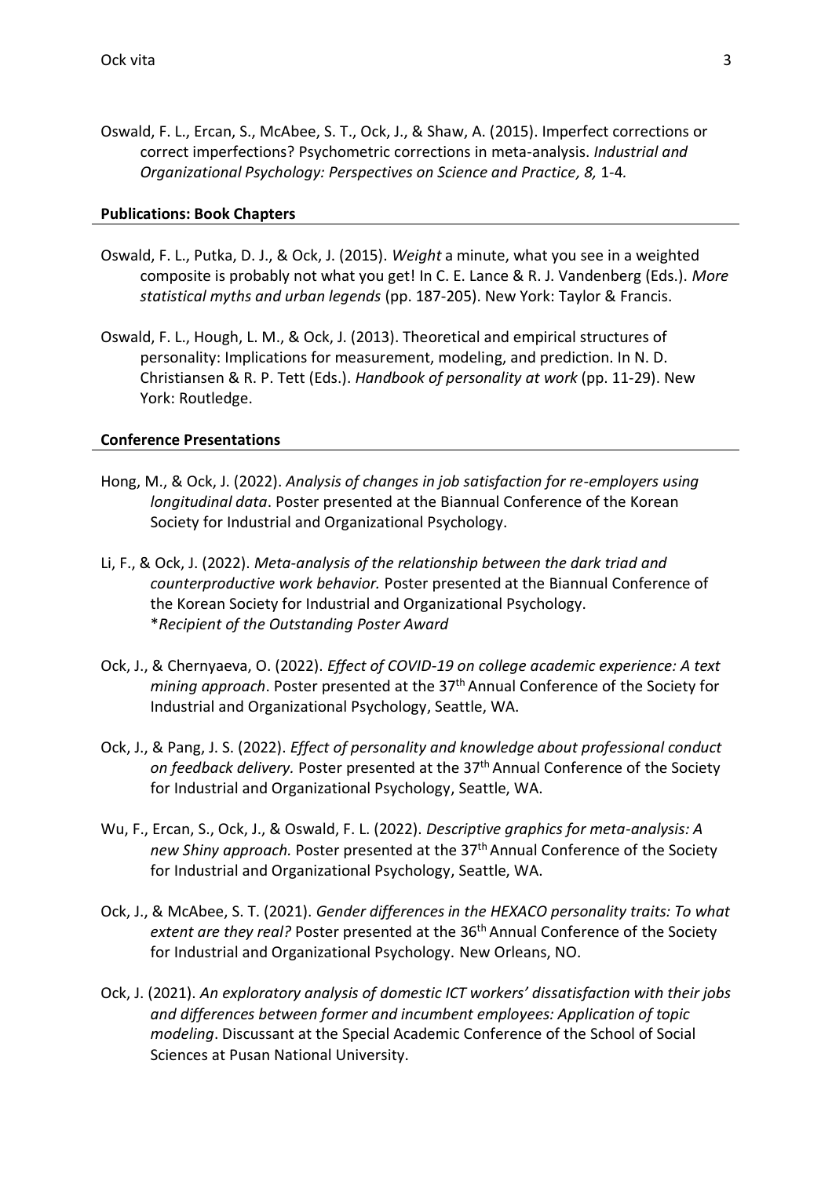Oswald, F. L., Ercan, S., McAbee, S. T., Ock, J., & Shaw, A. (2015). Imperfect corrections or correct imperfections? Psychometric corrections in meta-analysis. *Industrial and Organizational Psychology: Perspectives on Science and Practice, 8,* 1-4.

**Publications: Book Chapters**

Oswald, F. L., Putka, D. J., & Ock, J. (2015). *Weight* a minute, what you see in a weighted composite is probably not what you get! In C. E. Lance & R. J. Vandenberg (Eds.). *More statistical myths and urban legends* (pp. 187-205). New York: Taylor & Francis.

Oswald, F. L., Hough, L. M., & Ock, J. (2013). Theoretical and empirical structures of personality: Implications for measurement, modeling, and prediction. In N. D. Christiansen & R. P. Tett (Eds.). *Handbook of personality at work* (pp. 11-29). New York: Routledge.

**Conference Presentations**

Hong, M., & Ock, J. (2022). *Analysis of changes in job satisfaction for re-employers using longitudinal data*. Poster presented at the Biannual Conference of the Korean Society for Industrial and Organizational Psychology.

Li, F., & Ock, J. (2022). *Meta-analysis of the relationship between the dark triad and counterproductive work behavior.* Poster presented at the Biannual Conference of the Korean Society for Industrial and Organizational Psychology.
*\*Recipient of the Outstanding Poster Award*

Ock, J., & Chernyaeva, O. (2022). *Effect of COVID-19 on college academic experience: A text mining approach*. Poster presented at the 37th Annual Conference of the Society for Industrial and Organizational Psychology, Seattle, WA.

Ock, J., & Pang, J. S. (2022). *Effect of personality and knowledge about professional conduct on feedback delivery.* Poster presented at the 37th Annual Conference of the Society for Industrial and Organizational Psychology, Seattle, WA.

Wu, F., Ercan, S., Ock, J., & Oswald, F. L. (2022). *Descriptive graphics for meta-analysis: A new Shiny approach.* Poster presented at the 37th Annual Conference of the Society for Industrial and Organizational Psychology, Seattle, WA.

Ock, J., & McAbee, S. T. (2021). *Gender differences in the HEXACO personality traits: To what extent are they real?* Poster presented at the 36th Annual Conference of the Society for Industrial and Organizational Psychology. New Orleans, NO.

Ock, J. (2021). *An exploratory analysis of domestic ICT workers' dissatisfaction with their jobs and differences between former and incumbent employees: Application of topic modeling*. Discussant at the Special Academic Conference of the School of Social Sciences at Pusan National University.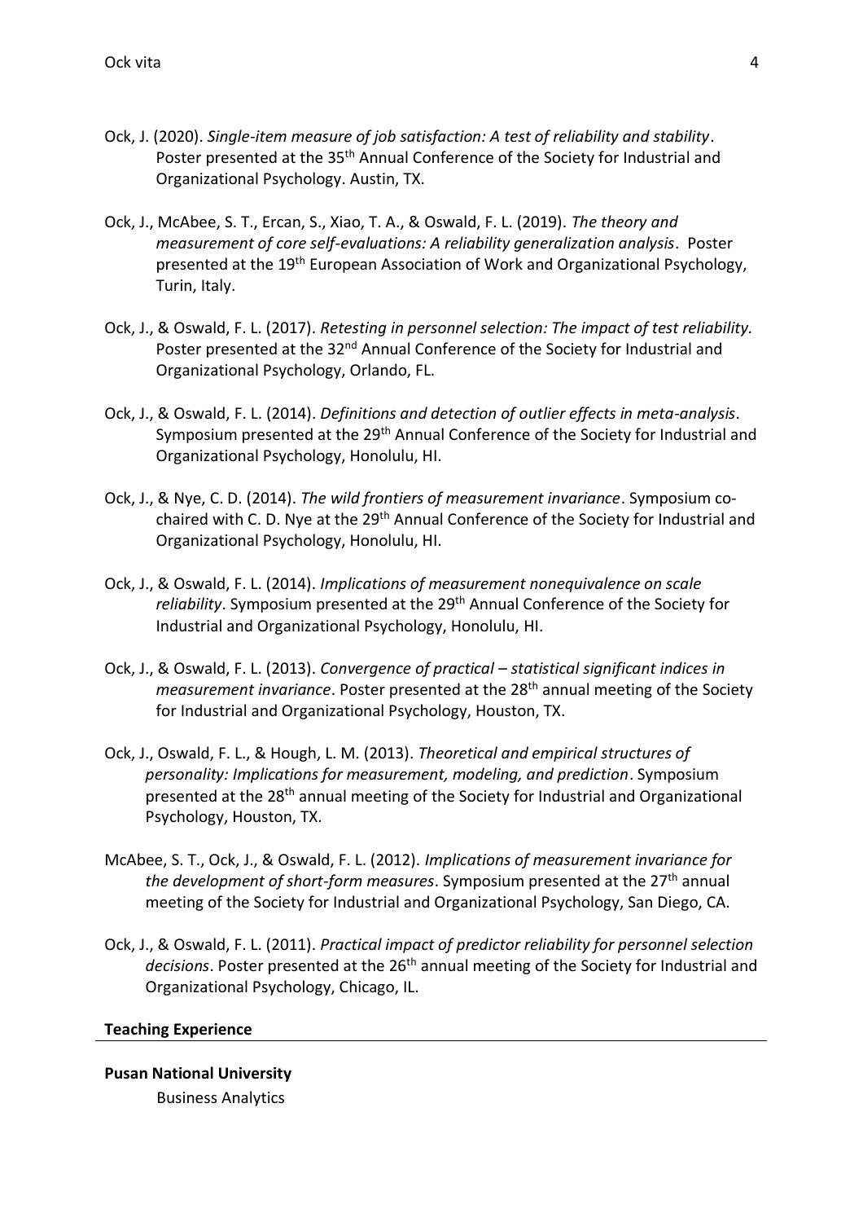Ock, J. (2020). *Single-item measure of job satisfaction: A test of reliability and stability*. Poster presented at the 35th Annual Conference of the Society for Industrial and Organizational Psychology. Austin, TX.

Ock, J., McAbee, S. T., Ercan, S., Xiao, T. A., & Oswald, F. L. (2019). *The theory and measurement of core self-evaluations: A reliability generalization analysis*. Poster presented at the 19th European Association of Work and Organizational Psychology, Turin, Italy.

Ock, J., & Oswald, F. L. (2017). *Retesting in personnel selection: The impact of test reliability.* Poster presented at the 32nd Annual Conference of the Society for Industrial and Organizational Psychology, Orlando, FL.

Ock, J., & Oswald, F. L. (2014). *Definitions and detection of outlier effects in meta-analysis*. Symposium presented at the 29th Annual Conference of the Society for Industrial and Organizational Psychology, Honolulu, HI.

Ock, J., & Nye, C. D. (2014). *The wild frontiers of measurement invariance*. Symposium co-chaired with C. D. Nye at the 29th Annual Conference of the Society for Industrial and Organizational Psychology, Honolulu, HI.

Ock, J., & Oswald, F. L. (2014). *Implications of measurement nonequivalence on scale reliability*. Symposium presented at the 29th Annual Conference of the Society for Industrial and Organizational Psychology, Honolulu, HI.

Ock, J., & Oswald, F. L. (2013). *Convergence of practical – statistical significant indices in measurement invariance*. Poster presented at the 28th annual meeting of the Society for Industrial and Organizational Psychology, Houston, TX.

Ock, J., Oswald, F. L., & Hough, L. M. (2013). *Theoretical and empirical structures of personality: Implications for measurement, modeling, and prediction*. Symposium presented at the 28th annual meeting of the Society for Industrial and Organizational Psychology, Houston, TX.

McAbee, S. T., Ock, J., & Oswald, F. L. (2012). *Implications of measurement invariance for the development of short-form measures*. Symposium presented at the 27th annual meeting of the Society for Industrial and Organizational Psychology, San Diego, CA.

Ock, J., & Oswald, F. L. (2011). *Practical impact of predictor reliability for personnel selection decisions*. Poster presented at the 26th annual meeting of the Society for Industrial and Organizational Psychology, Chicago, IL.

## Teaching Experience

**Pusan National University**

Business Analytics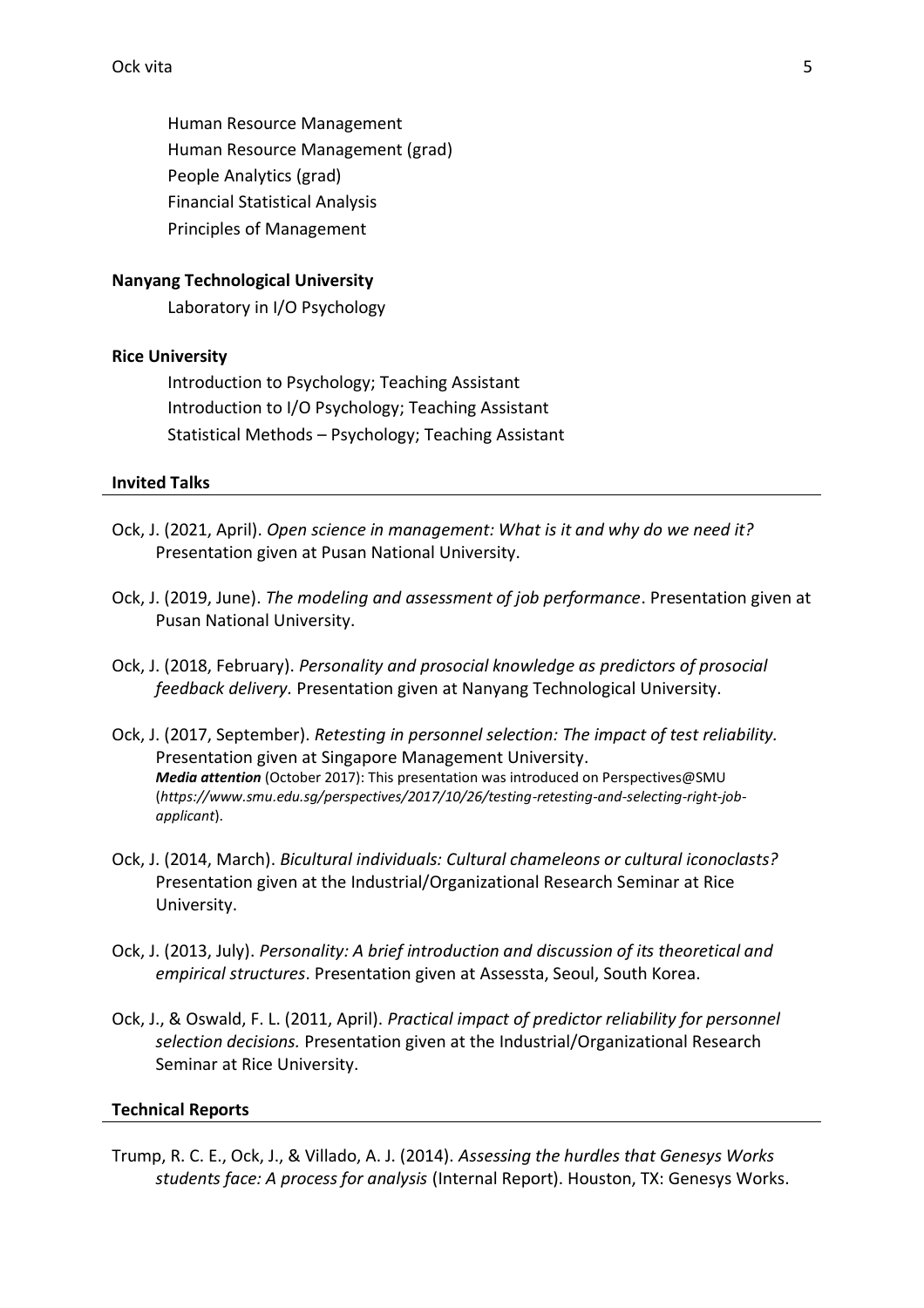Human Resource Management
Human Resource Management (grad)
People Analytics (grad)
Financial Statistical Analysis
Principles of Management

**Nanyang Technological University**

Laboratory in I/O Psychology

**Rice University**

Introduction to Psychology; Teaching Assistant
Introduction to I/O Psychology; Teaching Assistant
Statistical Methods – Psychology; Teaching Assistant

## Invited Talks

Ock, J. (2021, April). *Open science in management: What is it and why do we need it?* Presentation given at Pusan National University.

Ock, J. (2019, June). *The modeling and assessment of job performance*. Presentation given at Pusan National University.

Ock, J. (2018, February). *Personality and prosocial knowledge as predictors of prosocial feedback delivery.* Presentation given at Nanyang Technological University.

Ock, J. (2017, September). *Retesting in personnel selection: The impact of test reliability.* Presentation given at Singapore Management University.
***Media attention*** (October 2017): This presentation was introduced on Perspectives@SMU (*https://www.smu.edu.sg/perspectives/2017/10/26/testing-retesting-and-selecting-right-job-applicant*).

Ock, J. (2014, March). *Bicultural individuals: Cultural chameleons or cultural iconoclasts?* Presentation given at the Industrial/Organizational Research Seminar at Rice University.

Ock, J. (2013, July). *Personality: A brief introduction and discussion of its theoretical and empirical structures*. Presentation given at Assessta, Seoul, South Korea.

Ock, J., & Oswald, F. L. (2011, April). *Practical impact of predictor reliability for personnel selection decisions.* Presentation given at the Industrial/Organizational Research Seminar at Rice University.

## Technical Reports

Trump, R. C. E., Ock, J., & Villado, A. J. (2014). *Assessing the hurdles that Genesys Works students face: A process for analysis* (Internal Report). Houston, TX: Genesys Works.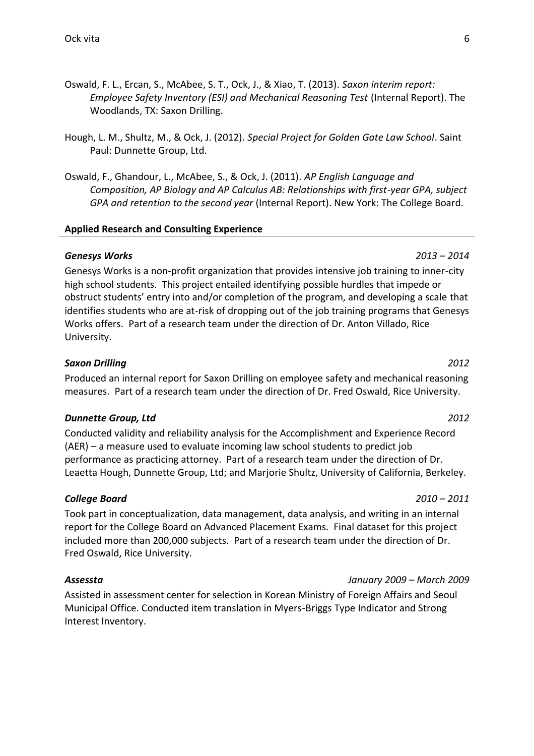Oswald, F. L., Ercan, S., McAbee, S. T., Ock, J., & Xiao, T. (2013). *Saxon interim report: Employee Safety Inventory (ESI) and Mechanical Reasoning Test* (Internal Report). The Woodlands, TX: Saxon Drilling.

Hough, L. M., Shultz, M., & Ock, J. (2012). *Special Project for Golden Gate Law School*. Saint Paul: Dunnette Group, Ltd.

Oswald, F., Ghandour, L., McAbee, S., & Ock, J. (2011). *AP English Language and Composition, AP Biology and AP Calculus AB: Relationships with first-year GPA, subject GPA and retention to the second year* (Internal Report). New York: The College Board.

## Applied Research and Consulting Experience

***Genesys Works*** *2013 – 2014*

Genesys Works is a non-profit organization that provides intensive job training to inner-city high school students. This project entailed identifying possible hurdles that impede or obstruct students' entry into and/or completion of the program, and developing a scale that identifies students who are at-risk of dropping out of the job training programs that Genesys Works offers. Part of a research team under the direction of Dr. Anton Villado, Rice University.

***Saxon Drilling*** *2012*

Produced an internal report for Saxon Drilling on employee safety and mechanical reasoning measures. Part of a research team under the direction of Dr. Fred Oswald, Rice University.

***Dunnette Group, Ltd*** *2012*

Conducted validity and reliability analysis for the Accomplishment and Experience Record (AER) – a measure used to evaluate incoming law school students to predict job performance as practicing attorney. Part of a research team under the direction of Dr. Leaetta Hough, Dunnette Group, Ltd; and Marjorie Shultz, University of California, Berkeley.

***College Board*** *2010 – 2011*

Took part in conceptualization, data management, data analysis, and writing in an internal report for the College Board on Advanced Placement Exams. Final dataset for this project included more than 200,000 subjects. Part of a research team under the direction of Dr. Fred Oswald, Rice University.

***Assessta*** *January 2009 – March 2009*

Assisted in assessment center for selection in Korean Ministry of Foreign Affairs and Seoul Municipal Office. Conducted item translation in Myers-Briggs Type Indicator and Strong Interest Inventory.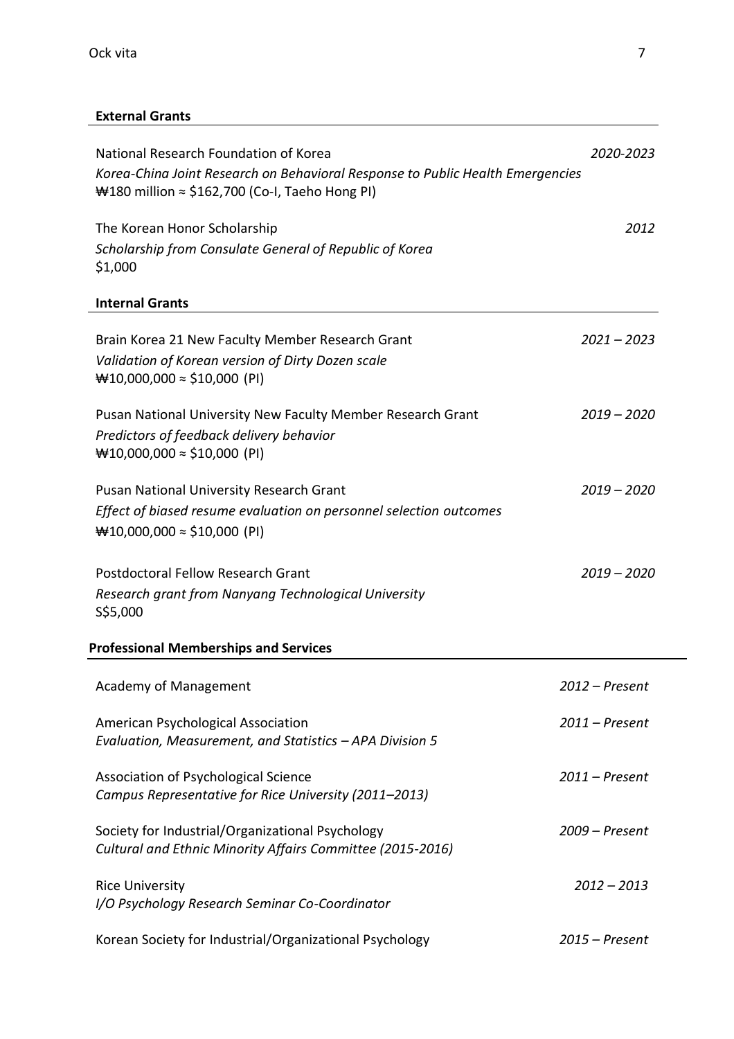### External Grants

National Research Foundation of Korea — *2020-2023*
*Korea-China Joint Research on Behavioral Response to Public Health Emergencies*
₩180 million ≈ $162,700 (Co-I, Taeho Hong PI)

The Korean Honor Scholarship — *2012*
*Scholarship from Consulate General of Republic of Korea*
$1,000

### Internal Grants

Brain Korea 21 New Faculty Member Research Grant — *2021 – 2023*
*Validation of Korean version of Dirty Dozen scale*
₩10,000,000 ≈ $10,000 (PI)

Pusan National University New Faculty Member Research Grant — *2019 – 2020*
*Predictors of feedback delivery behavior*
₩10,000,000 ≈ $10,000 (PI)

Pusan National University Research Grant — *2019 – 2020*
*Effect of biased resume evaluation on personnel selection outcomes*
₩10,000,000 ≈ $10,000 (PI)

Postdoctoral Fellow Research Grant — *2019 – 2020*
*Research grant from Nanyang Technological University*
S$5,000

### Professional Memberships and Services

Academy of Management — *2012 – Present*

American Psychological Association — *2011 – Present*
*Evaluation, Measurement, and Statistics – APA Division 5*

Association of Psychological Science — *2011 – Present*
*Campus Representative for Rice University (2011–2013)*

Society for Industrial/Organizational Psychology — *2009 – Present*
*Cultural and Ethnic Minority Affairs Committee (2015-2016)*

Rice University — *2012 – 2013*
*I/O Psychology Research Seminar Co-Coordinator*

Korean Society for Industrial/Organizational Psychology — *2015 – Present*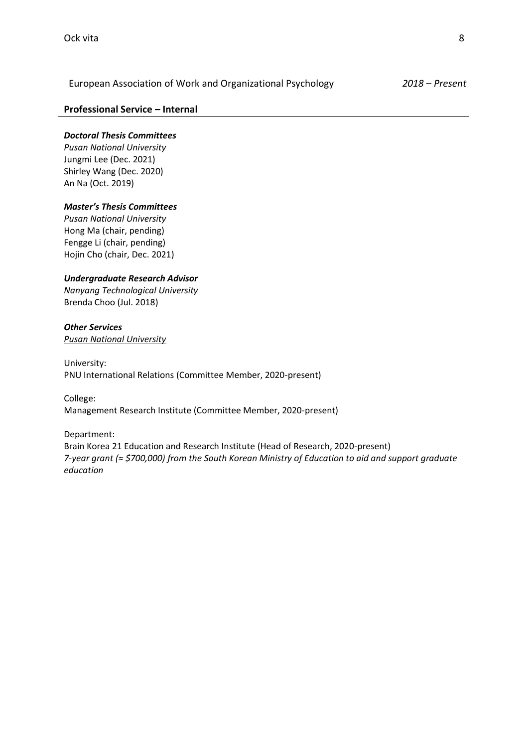European Association of Work and Organizational Psychology *2018 – Present*

## Professional Service – Internal

***Doctoral Thesis Committees***
*Pusan National University*
Jungmi Lee (Dec. 2021)
Shirley Wang (Dec. 2020)
An Na (Oct. 2019)

***Master's Thesis Committees***
*Pusan National University*
Hong Ma (chair, pending)
Fengge Li (chair, pending)
Hojin Cho (chair, Dec. 2021)

***Undergraduate Research Advisor***
*Nanyang Technological University*
Brenda Choo (Jul. 2018)

***Other Services***
*<u>Pusan National University</u>*

University:
PNU International Relations (Committee Member, 2020-present)

College:
Management Research Institute (Committee Member, 2020-present)

Department:
Brain Korea 21 Education and Research Institute (Head of Research, 2020-present)
*7-year grant (≈ $700,000) from the South Korean Ministry of Education to aid and support graduate education*